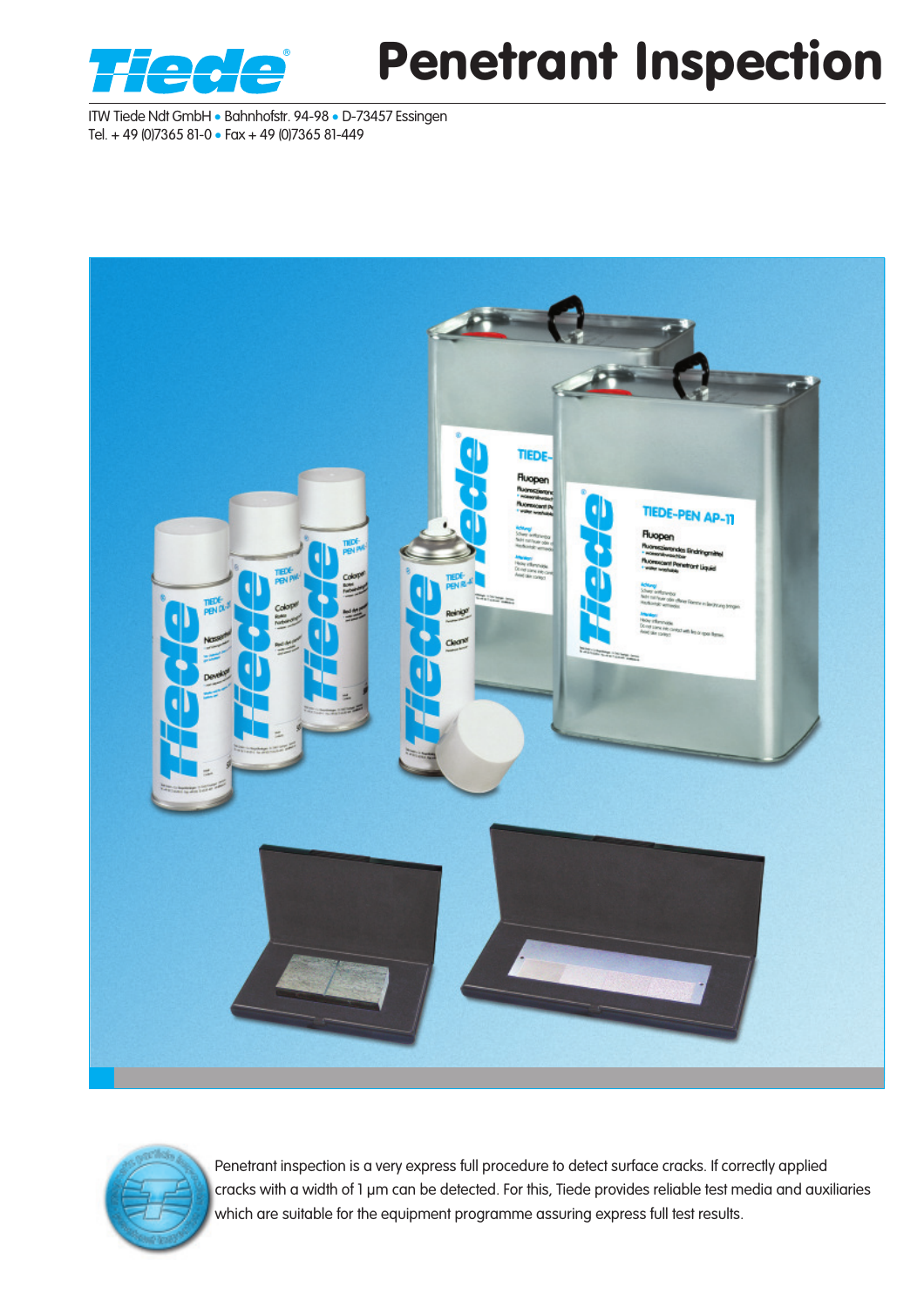# Penetrant Inspection

ITW Tiede Ndt GmbH • Bahnhofstr. 94-98 • D-73457 Essingen
Tel. + 49 (0)7365 81-0 • Fax + 49 (0)7365 81-449

Penetrant inspection is a very express full procedure to detect surface cracks. If correctly applied cracks with a width of 1 µm can be detected. For this, Tiede provides reliable test media and auxiliaries which are suitable for the equipment programme assuring express full test results.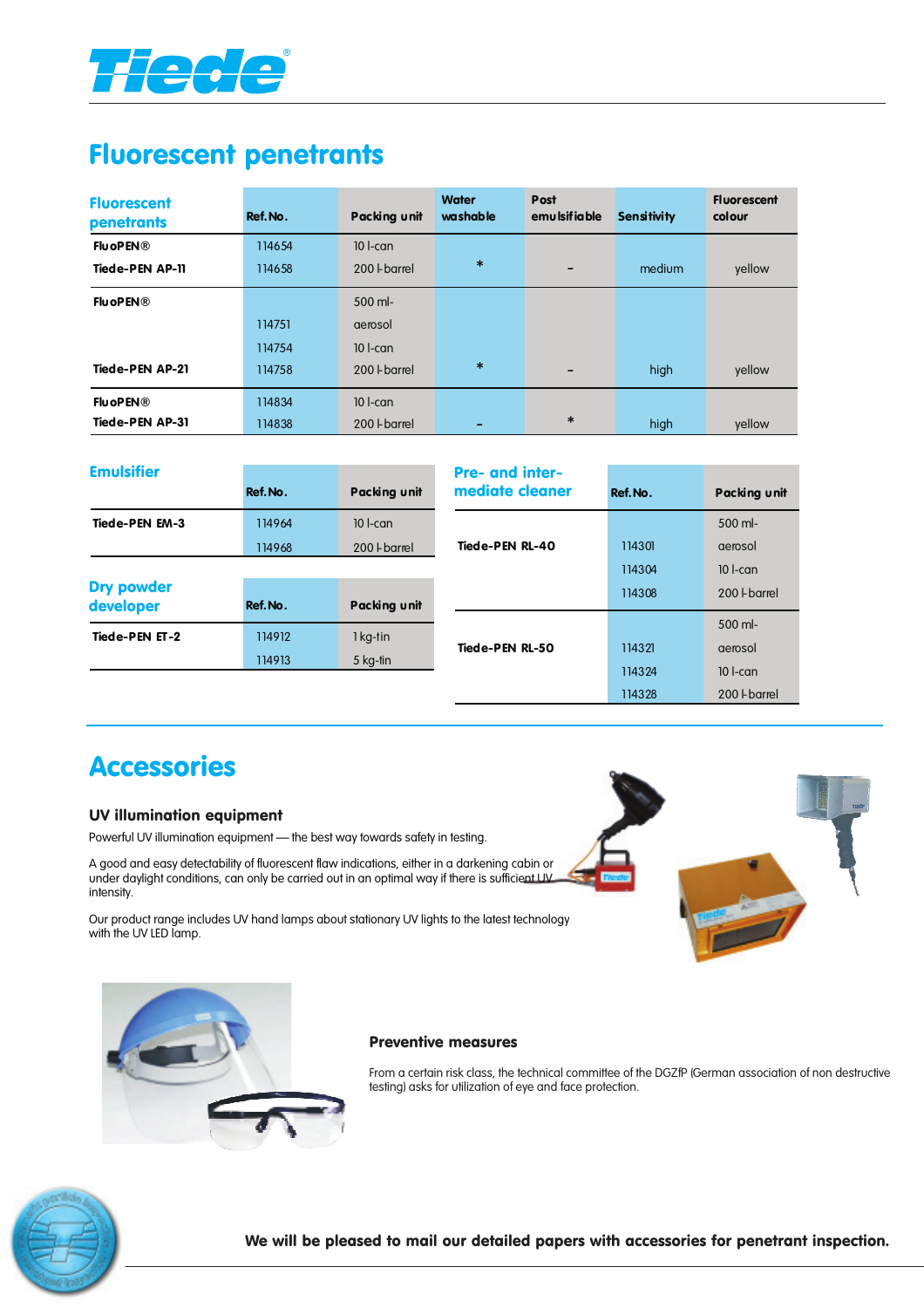# Fluorescent penetrants

| Fluorescent penetrants | Ref. No. | Packing unit | Water washable | Post emulsifiable | Sensitivity | Fluorescent colour |
|---|---|---|---|---|---|---|
| FluoPEN® Tiede-PEN AP-11 | 114654 | 10 l-can | * | – | medium | yellow |
| | 114658 | 200 l-barrel | | | | |
| FluoPEN® Tiede-PEN AP-21 | 114751 | 500 ml-aerosol | * | – | high | yellow |
| | 114754 | 10 l-can | | | | |
| | 114758 | 200 l-barrel | | | | |
| FluoPEN® Tiede-PEN AP-31 | 114834 | 10 l-can | – | * | high | yellow |
| | 114838 | 200 l-barrel | | | | |

| Emulsifier | Ref. No. | Packing unit |
|---|---|---|
| Tiede-PEN EM-3 | 114964 | 10 l-can |
| | 114968 | 200 l-barrel |

| Dry powder developer | Ref. No. | Packing unit |
|---|---|---|
| Tiede-PEN ET-2 | 114912 | 1 kg-tin |
| | 114913 | 5 kg-tin |

| Pre- and intermediate cleaner | Ref. No. | Packing unit |
|---|---|---|
| Tiede-PEN RL-40 | 114301 | 500 ml-aerosol |
| | 114304 | 10 l-can |
| | 114308 | 200 l-barrel |
| Tiede-PEN RL-50 | 114321 | 500 ml-aerosol |
| | 114324 | 10 l-can |
| | 114328 | 200 l-barrel |

# Accessories

### UV illumination equipment

Powerful UV illumination equipment — the best way towards safety in testing.

A good and easy detectability of fluorescent flaw indications, either in a darkening cabin or under daylight conditions, can only be carried out in an optimal way if there is sufficient UV intensity.

Our product range includes UV hand lamps about stationary UV lights to the latest technology with the UV LED lamp.

### Preventive measures

From a certain risk class, the technical committee of the DGZfP (German association of non destructive testing) asks for utilization of eye and face protection.

**We will be pleased to mail our detailed papers with accessories for penetrant inspection.**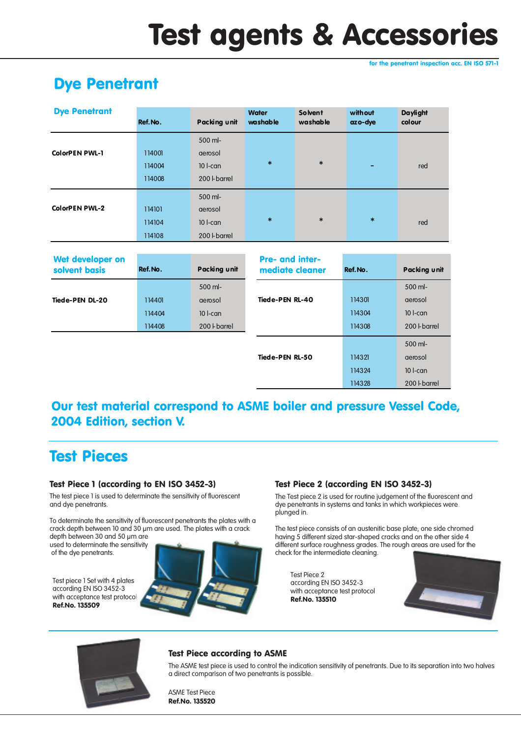# Test agents & Accessories

for the penetrant inspection acc. EN ISO 571-1

## Dye Penetrant

| Dye Penetrant | Ref. No. | Packing unit | Water washable | Solvent washable | without azo-dye | Daylight colour |
|---|---|---|---|---|---|---|
| ColorPEN PWL-1 | 114001<br>114004<br>114008 | 500 ml-aerosol<br>10 l-can<br>200 l-barrel | * | * | - | red |
| ColorPEN PWL-2 | 114101<br>114104<br>114108 | 500 ml-aerosol<br>10 l-can<br>200 l-barrel | * | * | * | red |

| Wet developer on solvent basis | Ref. No. | Packing unit |
|---|---|---|
| Tiede-PEN DL-20 | 114401<br>114404<br>114408 | 500 ml-aerosol<br>10 l-can<br>200 l-barrel |

| Pre- and inter-mediate cleaner | Ref. No. | Packing unit |
|---|---|---|
| Tiede-PEN RL-40 | 114301<br>114304<br>114308 | 500 ml-aerosol<br>10 l-can<br>200 l-barrel |
| Tiede-PEN RL-50 | 114321<br>114324<br>114328 | 500 ml-aerosol<br>10 l-can<br>200 l-barrel |

**Our test material correspond to ASME boiler and pressure Vessel Code, 2004 Edition, section V.**

## Test Pieces

### Test Piece 1 (according to EN ISO 3452-3)

The test piece 1 is used to determinate the sensitivity of fluorescent and dye penetrants.

To determinate the sensitivity of fluorescent penetrants the plates with a crack depth between 10 and 30 µm are used. The plates with a crack depth between 30 and 50 µm are used to determinate the sensitivity of the dye penetrants.

Test piece 1 Set with 4 plates according EN ISO 3452-3 with acceptance test protocol
**Ref.No. 135509**

### Test Piece 2 (according EN ISO 3452-3)

The Test piece 2 is used for routine judgement of the fluorescent and dye penetrants in systems and tanks in which workpieces were plunged in.

The test piece consists of an austenitic base plate, one side chromed having 5 different sized star-shaped cracks and on the other side 4 different surface roughness grades. The rough areas are used for the check for the intermediate cleaning.

Test Piece 2
according EN ISO 3452-3
with acceptance test protocol
**Ref.No. 135510**

### Test Piece according to ASME

The ASME test piece is used to control the indication sensitivity of penetrants. Due to its separation into two halves a direct comparison of two penetrants is possible.

ASME Test Piece
**Ref.No. 135520**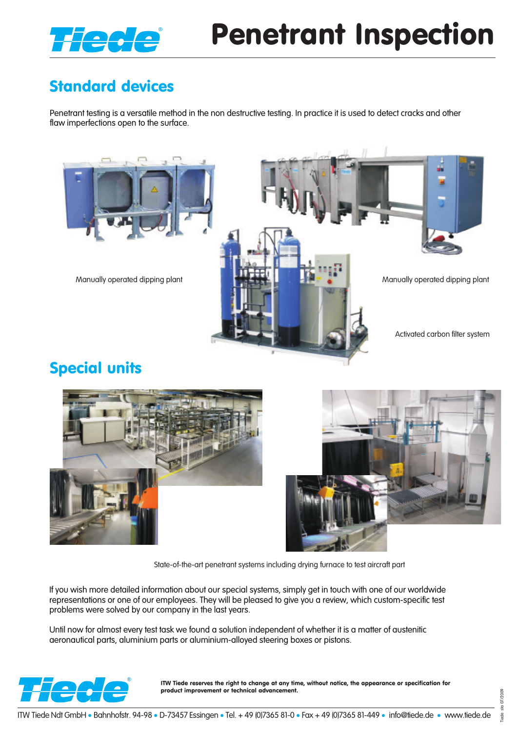Tiede

# Penetrant Inspection

## Standard devices

Penetrant testing is a versatile method in the non destructive testing. In practice it is used to detect cracks and other flaw imperfections open to the surface.

Manually operated dipping plant

Manually operated dipping plant

Activated carbon filter system

## Special units

State-of-the-art penetrant systems including drying furnace to test aircraft part

If you wish more detailed information about our special systems, simply get in touch with one of our worldwide representations or one of our employees. They will be pleased to give you a review, which custom-specific test problems were solved by our company in the last years.

Until now for almost every test task we found a solution independent of whether it is a matter of austenitic aeronautical parts, aluminium parts or aluminium-alloyed steering boxes or pistons.

Tiede

**ITW Tiede reserves the right to change at any time, without notice, the appearance or specification for product improvement or technical advancement.**

ITW Tiede Ndt GmbH • Bahnhofstr. 94-98 • D-73457 Essingen • Tel. + 49 (0)7365 81-0 • Fax + 49 (0)7365 81-449 • info@tiede.de • www.tiede.de

Tiede sta 07/2009